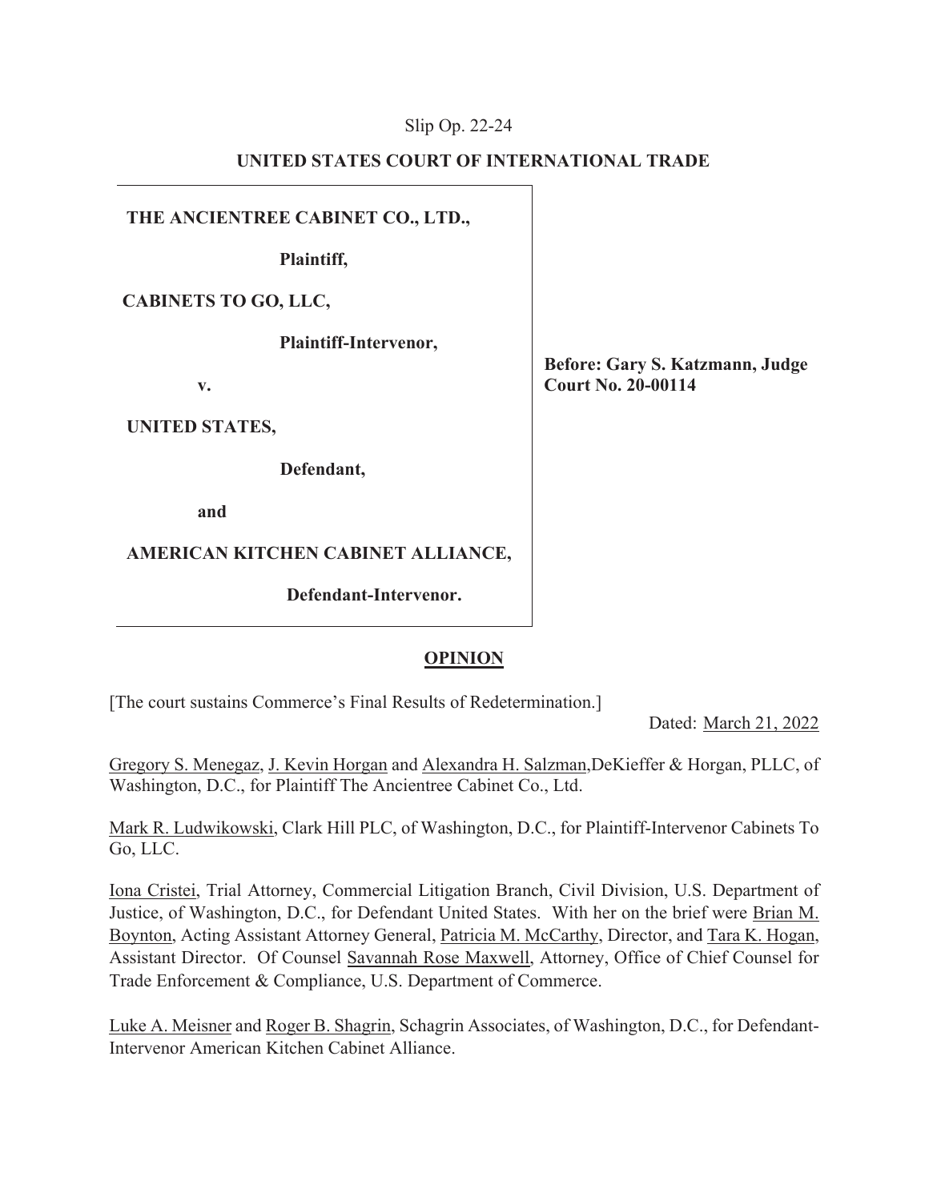Slip Op. 22-24

**UNITED STATES COURT OF INTERNATIONAL TRADE**

| | |
|---|---|
| **THE ANCIENTREE CABINET CO., LTD.,** <br><br> **Plaintiff,** <br><br> **CABINETS TO GO, LLC,** <br><br> **Plaintiff-Intervenor,** <br><br> **v.** <br><br> **UNITED STATES,** <br><br> **Defendant,** <br><br> **and** <br><br> **AMERICAN KITCHEN CABINET ALLIANCE,** <br><br> **Defendant-Intervenor.** | **Before: Gary S. Katzmann, Judge** <br> **Court No. 20-00114** |

## OPINION

[The court sustains Commerce's Final Results of Redetermination.]

Dated: March 21, 2022

Gregory S. Menegaz, J. Kevin Horgan and Alexandra H. Salzman, DeKieffer & Horgan, PLLC, of Washington, D.C., for Plaintiff The Ancientree Cabinet Co., Ltd.

Mark R. Ludwikowski, Clark Hill PLC, of Washington, D.C., for Plaintiff-Intervenor Cabinets To Go, LLC.

Iona Cristei, Trial Attorney, Commercial Litigation Branch, Civil Division, U.S. Department of Justice, of Washington, D.C., for Defendant United States. With her on the brief were Brian M. Boynton, Acting Assistant Attorney General, Patricia M. McCarthy, Director, and Tara K. Hogan, Assistant Director. Of Counsel Savannah Rose Maxwell, Attorney, Office of Chief Counsel for Trade Enforcement & Compliance, U.S. Department of Commerce.

Luke A. Meisner and Roger B. Shagrin, Schagrin Associates, of Washington, D.C., for Defendant-Intervenor American Kitchen Cabinet Alliance.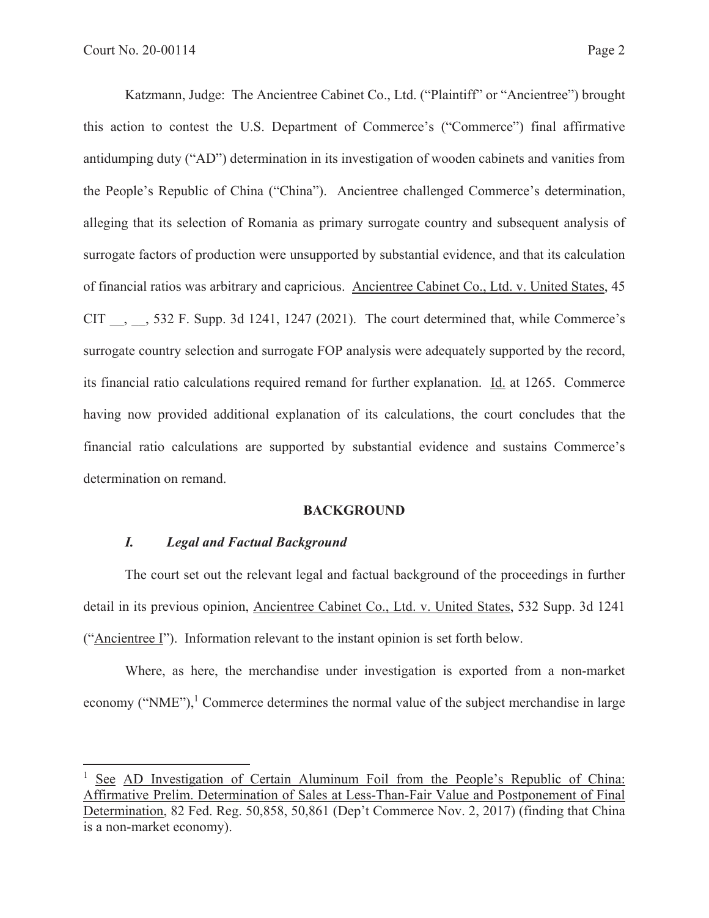Katzmann, Judge: The Ancientree Cabinet Co., Ltd. ("Plaintiff" or "Ancientree") brought this action to contest the U.S. Department of Commerce's ("Commerce") final affirmative antidumping duty ("AD") determination in its investigation of wooden cabinets and vanities from the People's Republic of China ("China"). Ancientree challenged Commerce's determination, alleging that its selection of Romania as primary surrogate country and subsequent analysis of surrogate factors of production were unsupported by substantial evidence, and that its calculation of financial ratios was arbitrary and capricious. Ancientree Cabinet Co., Ltd. v. United States, 45 CIT \_\_, \_\_, 532 F. Supp. 3d 1241, 1247 (2021). The court determined that, while Commerce's surrogate country selection and surrogate FOP analysis were adequately supported by the record, its financial ratio calculations required remand for further explanation. Id. at 1265. Commerce having now provided additional explanation of its calculations, the court concludes that the financial ratio calculations are supported by substantial evidence and sustains Commerce's determination on remand.

## BACKGROUND

### *I. Legal and Factual Background*

The court set out the relevant legal and factual background of the proceedings in further detail in its previous opinion, Ancientree Cabinet Co., Ltd. v. United States, 532 Supp. 3d 1241 ("Ancientree I"). Information relevant to the instant opinion is set forth below.

Where, as here, the merchandise under investigation is exported from a non-market economy ("NME"),[1] Commerce determines the normal value of the subject merchandise in large

---

[1] See AD Investigation of Certain Aluminum Foil from the People's Republic of China: Affirmative Prelim. Determination of Sales at Less-Than-Fair Value and Postponement of Final Determination, 82 Fed. Reg. 50,858, 50,861 (Dep't Commerce Nov. 2, 2017) (finding that China is a non-market economy).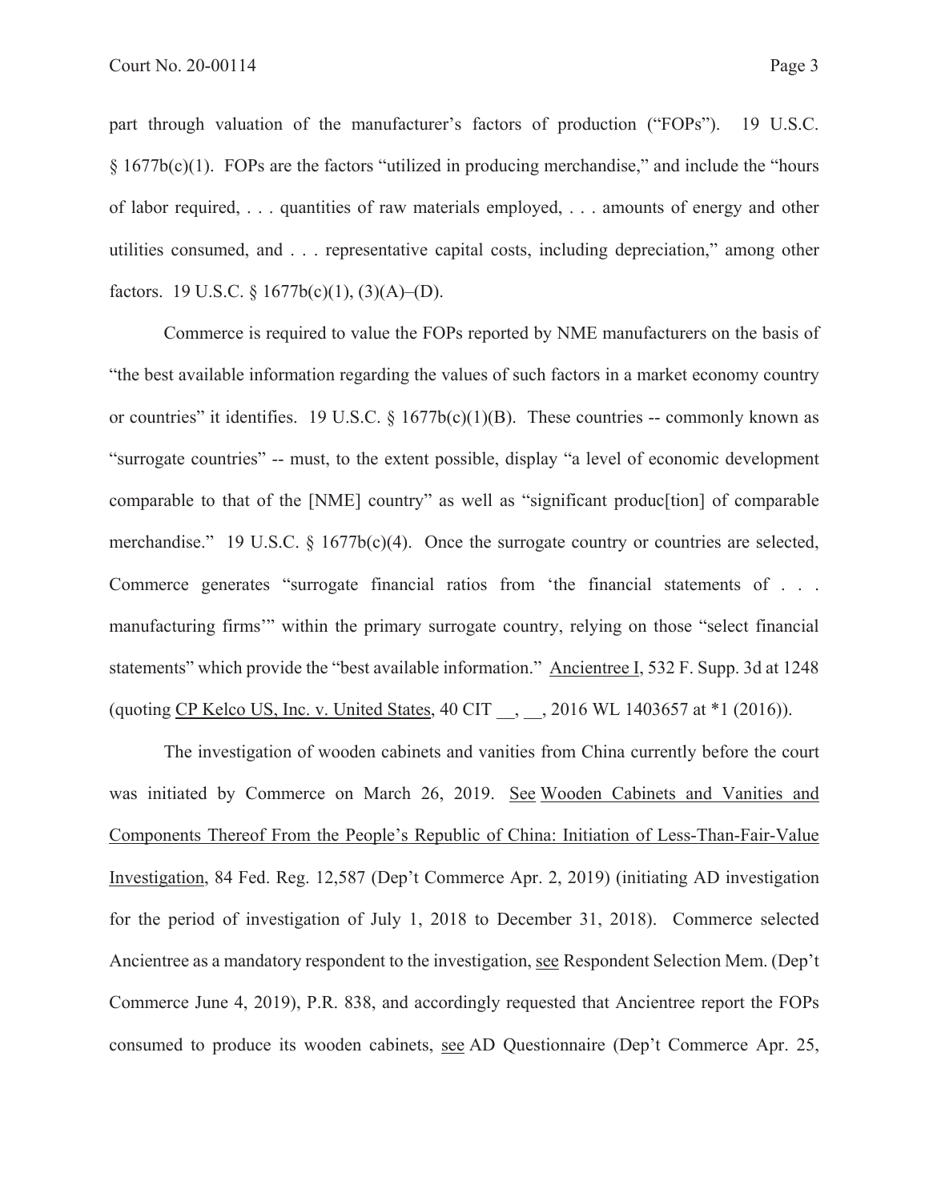part through valuation of the manufacturer's factors of production ("FOPs"). 19 U.S.C. § 1677b(c)(1). FOPs are the factors "utilized in producing merchandise," and include the "hours of labor required, . . . quantities of raw materials employed, . . . amounts of energy and other utilities consumed, and . . . representative capital costs, including depreciation," among other factors. 19 U.S.C. § 1677b(c)(1), (3)(A)–(D).

Commerce is required to value the FOPs reported by NME manufacturers on the basis of "the best available information regarding the values of such factors in a market economy country or countries" it identifies. 19 U.S.C. § 1677b(c)(1)(B). These countries -- commonly known as "surrogate countries" -- must, to the extent possible, display "a level of economic development comparable to that of the [NME] country" as well as "significant produc[tion] of comparable merchandise." 19 U.S.C. § 1677b(c)(4). Once the surrogate country or countries are selected, Commerce generates "surrogate financial ratios from 'the financial statements of . . . manufacturing firms'" within the primary surrogate country, relying on those "select financial statements" which provide the "best available information." Ancientree I, 532 F. Supp. 3d at 1248 (quoting CP Kelco US, Inc. v. United States, 40 CIT __, __, 2016 WL 1403657 at *1 (2016)).

The investigation of wooden cabinets and vanities from China currently before the court was initiated by Commerce on March 26, 2019. See Wooden Cabinets and Vanities and Components Thereof From the People's Republic of China: Initiation of Less-Than-Fair-Value Investigation, 84 Fed. Reg. 12,587 (Dep't Commerce Apr. 2, 2019) (initiating AD investigation for the period of investigation of July 1, 2018 to December 31, 2018). Commerce selected Ancientree as a mandatory respondent to the investigation, see Respondent Selection Mem. (Dep't Commerce June 4, 2019), P.R. 838, and accordingly requested that Ancientree report the FOPs consumed to produce its wooden cabinets, see AD Questionnaire (Dep't Commerce Apr. 25,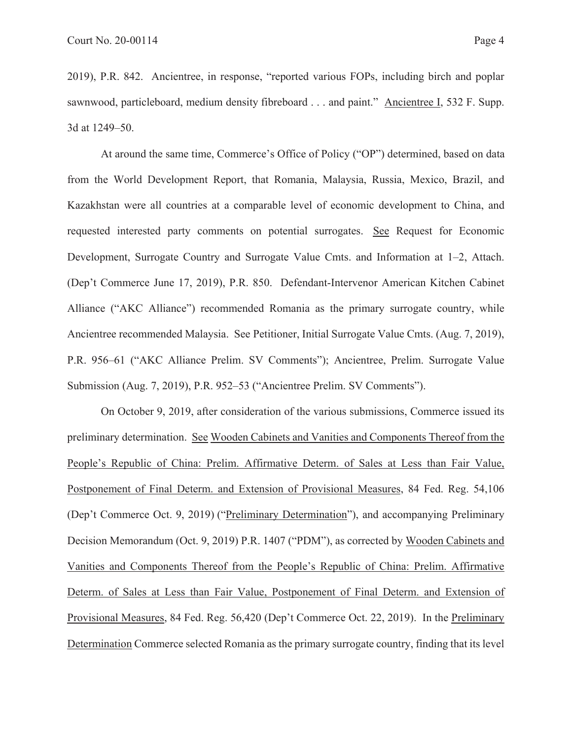2019), P.R. 842. Ancientree, in response, "reported various FOPs, including birch and poplar sawnwood, particleboard, medium density fibreboard . . . and paint." Ancientree I, 532 F. Supp. 3d at 1249–50.

At around the same time, Commerce's Office of Policy ("OP") determined, based on data from the World Development Report, that Romania, Malaysia, Russia, Mexico, Brazil, and Kazakhstan were all countries at a comparable level of economic development to China, and requested interested party comments on potential surrogates. See Request for Economic Development, Surrogate Country and Surrogate Value Cmts. and Information at 1–2, Attach. (Dep't Commerce June 17, 2019), P.R. 850. Defendant-Intervenor American Kitchen Cabinet Alliance ("AKC Alliance") recommended Romania as the primary surrogate country, while Ancientree recommended Malaysia. See Petitioner, Initial Surrogate Value Cmts. (Aug. 7, 2019), P.R. 956–61 ("AKC Alliance Prelim. SV Comments"); Ancientree, Prelim. Surrogate Value Submission (Aug. 7, 2019), P.R. 952–53 ("Ancientree Prelim. SV Comments").

On October 9, 2019, after consideration of the various submissions, Commerce issued its preliminary determination. See Wooden Cabinets and Vanities and Components Thereof from the People's Republic of China: Prelim. Affirmative Determ. of Sales at Less than Fair Value, Postponement of Final Determ. and Extension of Provisional Measures, 84 Fed. Reg. 54,106 (Dep't Commerce Oct. 9, 2019) ("Preliminary Determination"), and accompanying Preliminary Decision Memorandum (Oct. 9, 2019) P.R. 1407 ("PDM"), as corrected by Wooden Cabinets and Vanities and Components Thereof from the People's Republic of China: Prelim. Affirmative Determ. of Sales at Less than Fair Value, Postponement of Final Determ. and Extension of Provisional Measures, 84 Fed. Reg. 56,420 (Dep't Commerce Oct. 22, 2019). In the Preliminary Determination Commerce selected Romania as the primary surrogate country, finding that its level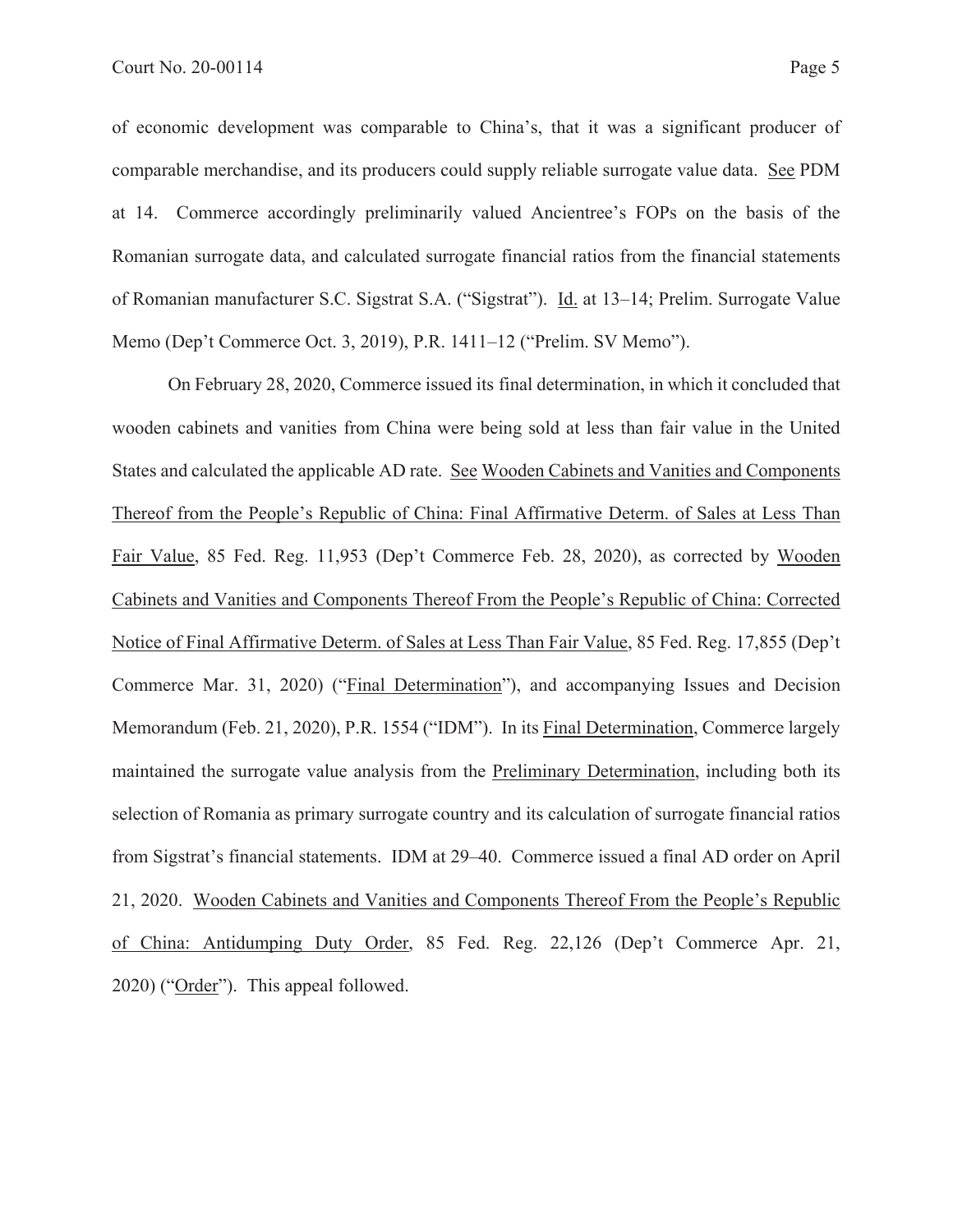of economic development was comparable to China's, that it was a significant producer of comparable merchandise, and its producers could supply reliable surrogate value data. See PDM at 14. Commerce accordingly preliminarily valued Ancientree's FOPs on the basis of the Romanian surrogate data, and calculated surrogate financial ratios from the financial statements of Romanian manufacturer S.C. Sigstrat S.A. ("Sigstrat"). Id. at 13–14; Prelim. Surrogate Value Memo (Dep't Commerce Oct. 3, 2019), P.R. 1411–12 ("Prelim. SV Memo").

On February 28, 2020, Commerce issued its final determination, in which it concluded that wooden cabinets and vanities from China were being sold at less than fair value in the United States and calculated the applicable AD rate. See Wooden Cabinets and Vanities and Components Thereof from the People's Republic of China: Final Affirmative Determ. of Sales at Less Than Fair Value, 85 Fed. Reg. 11,953 (Dep't Commerce Feb. 28, 2020), as corrected by Wooden Cabinets and Vanities and Components Thereof From the People's Republic of China: Corrected Notice of Final Affirmative Determ. of Sales at Less Than Fair Value, 85 Fed. Reg. 17,855 (Dep't Commerce Mar. 31, 2020) ("Final Determination"), and accompanying Issues and Decision Memorandum (Feb. 21, 2020), P.R. 1554 ("IDM"). In its Final Determination, Commerce largely maintained the surrogate value analysis from the Preliminary Determination, including both its selection of Romania as primary surrogate country and its calculation of surrogate financial ratios from Sigstrat's financial statements. IDM at 29–40. Commerce issued a final AD order on April 21, 2020. Wooden Cabinets and Vanities and Components Thereof From the People's Republic of China: Antidumping Duty Order, 85 Fed. Reg. 22,126 (Dep't Commerce Apr. 21, 2020) ("Order"). This appeal followed.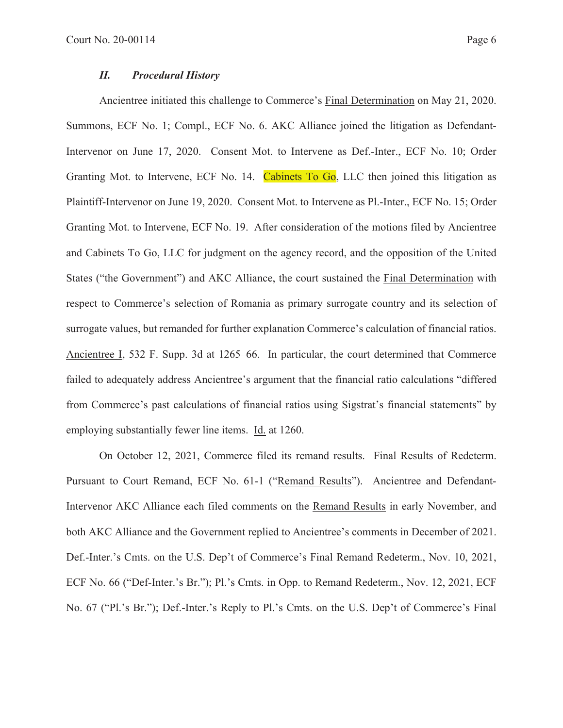### *II. Procedural History*

Ancientree initiated this challenge to Commerce's Final Determination on May 21, 2020. Summons, ECF No. 1; Compl., ECF No. 6. AKC Alliance joined the litigation as Defendant-Intervenor on June 17, 2020. Consent Mot. to Intervene as Def.-Inter., ECF No. 10; Order Granting Mot. to Intervene, ECF No. 14. Cabinets To Go, LLC then joined this litigation as Plaintiff-Intervenor on June 19, 2020. Consent Mot. to Intervene as Pl.-Inter., ECF No. 15; Order Granting Mot. to Intervene, ECF No. 19. After consideration of the motions filed by Ancientree and Cabinets To Go, LLC for judgment on the agency record, and the opposition of the United States ("the Government") and AKC Alliance, the court sustained the Final Determination with respect to Commerce's selection of Romania as primary surrogate country and its selection of surrogate values, but remanded for further explanation Commerce's calculation of financial ratios. Ancientree I, 532 F. Supp. 3d at 1265–66. In particular, the court determined that Commerce failed to adequately address Ancientree's argument that the financial ratio calculations "differed from Commerce's past calculations of financial ratios using Sigstrat's financial statements" by employing substantially fewer line items. Id. at 1260.

On October 12, 2021, Commerce filed its remand results. Final Results of Redeterm. Pursuant to Court Remand, ECF No. 61-1 ("Remand Results"). Ancientree and Defendant-Intervenor AKC Alliance each filed comments on the Remand Results in early November, and both AKC Alliance and the Government replied to Ancientree's comments in December of 2021. Def.-Inter.'s Cmts. on the U.S. Dep't of Commerce's Final Remand Redeterm., Nov. 10, 2021, ECF No. 66 ("Def-Inter.'s Br."); Pl.'s Cmts. in Opp. to Remand Redeterm., Nov. 12, 2021, ECF No. 67 ("Pl.'s Br."); Def.-Inter.'s Reply to Pl.'s Cmts. on the U.S. Dep't of Commerce's Final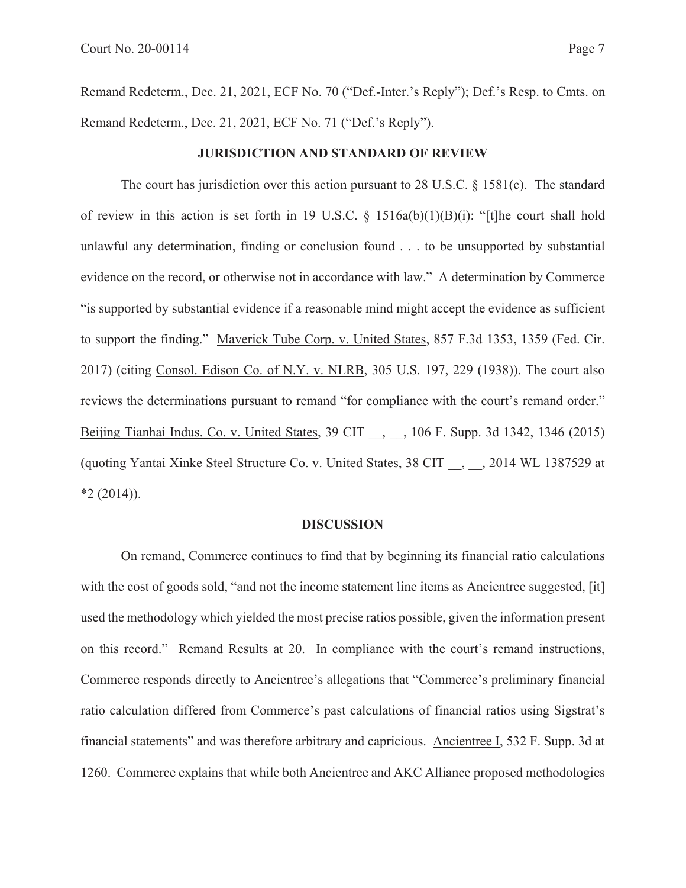Remand Redeterm., Dec. 21, 2021, ECF No. 70 ("Def.-Inter.'s Reply"); Def.'s Resp. to Cmts. on Remand Redeterm., Dec. 21, 2021, ECF No. 71 ("Def.'s Reply").

**JURISDICTION AND STANDARD OF REVIEW**

The court has jurisdiction over this action pursuant to 28 U.S.C. § 1581(c). The standard of review in this action is set forth in 19 U.S.C. § 1516a(b)(1)(B)(i): "[t]he court shall hold unlawful any determination, finding or conclusion found . . . to be unsupported by substantial evidence on the record, or otherwise not in accordance with law." A determination by Commerce "is supported by substantial evidence if a reasonable mind might accept the evidence as sufficient to support the finding." Maverick Tube Corp. v. United States, 857 F.3d 1353, 1359 (Fed. Cir. 2017) (citing Consol. Edison Co. of N.Y. v. NLRB, 305 U.S. 197, 229 (1938)). The court also reviews the determinations pursuant to remand "for compliance with the court's remand order." Beijing Tianhai Indus. Co. v. United States, 39 CIT \_\_, \_\_, 106 F. Supp. 3d 1342, 1346 (2015) (quoting Yantai Xinke Steel Structure Co. v. United States, 38 CIT \_\_, \_\_, 2014 WL 1387529 at *2 (2014)).

**DISCUSSION**

On remand, Commerce continues to find that by beginning its financial ratio calculations with the cost of goods sold, "and not the income statement line items as Ancientree suggested, [it] used the methodology which yielded the most precise ratios possible, given the information present on this record." Remand Results at 20. In compliance with the court's remand instructions, Commerce responds directly to Ancientree's allegations that "Commerce's preliminary financial ratio calculation differed from Commerce's past calculations of financial ratios using Sigstrat's financial statements" and was therefore arbitrary and capricious. Ancientree I, 532 F. Supp. 3d at 1260. Commerce explains that while both Ancientree and AKC Alliance proposed methodologies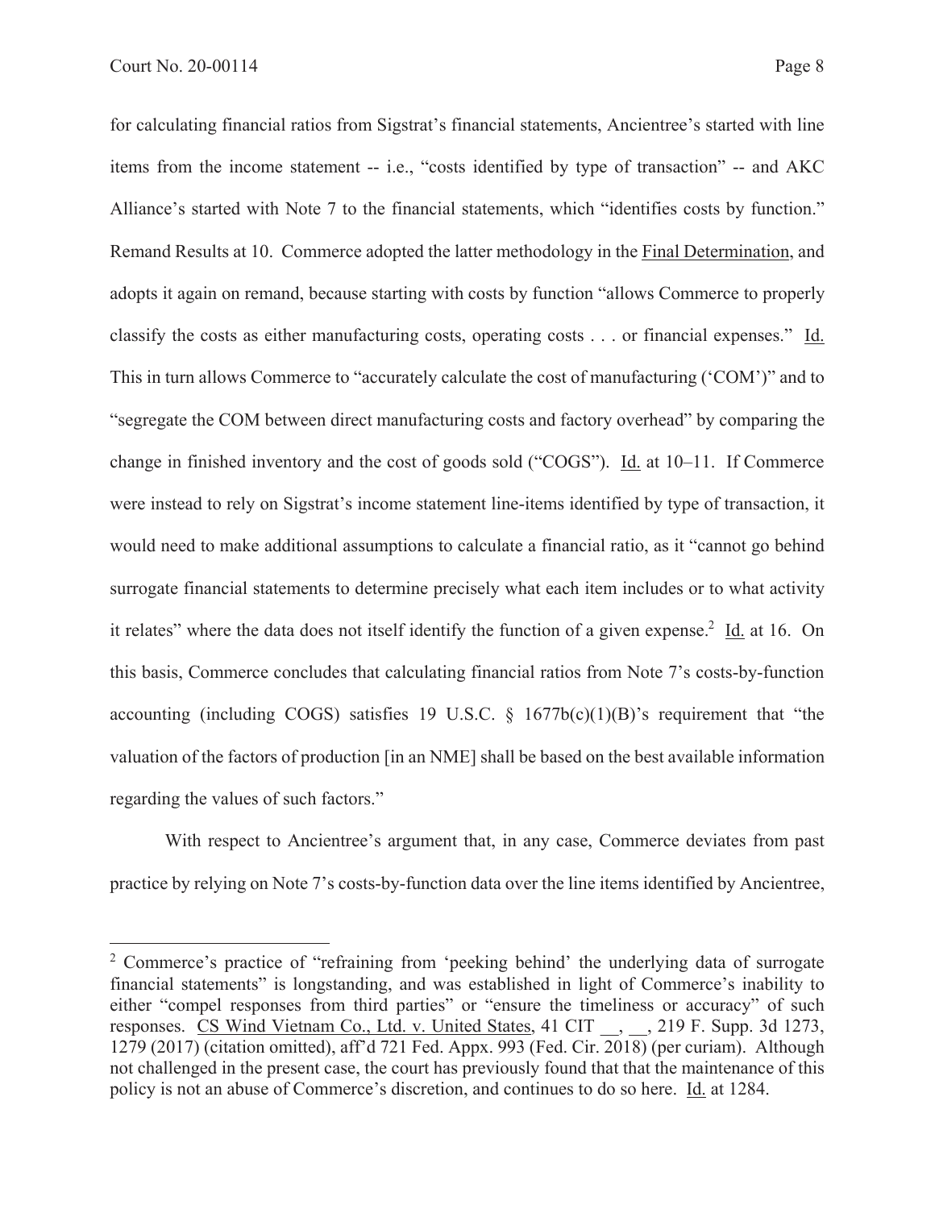for calculating financial ratios from Sigstrat's financial statements, Ancientree's started with line items from the income statement -- i.e., "costs identified by type of transaction" -- and AKC Alliance's started with Note 7 to the financial statements, which "identifies costs by function." Remand Results at 10. Commerce adopted the latter methodology in the Final Determination, and adopts it again on remand, because starting with costs by function "allows Commerce to properly classify the costs as either manufacturing costs, operating costs . . . or financial expenses." Id. This in turn allows Commerce to "accurately calculate the cost of manufacturing ('COM')" and to "segregate the COM between direct manufacturing costs and factory overhead" by comparing the change in finished inventory and the cost of goods sold ("COGS"). Id. at 10–11. If Commerce were instead to rely on Sigstrat's income statement line-items identified by type of transaction, it would need to make additional assumptions to calculate a financial ratio, as it "cannot go behind surrogate financial statements to determine precisely what each item includes or to what activity it relates" where the data does not itself identify the function of a given expense.[2] Id. at 16. On this basis, Commerce concludes that calculating financial ratios from Note 7's costs-by-function accounting (including COGS) satisfies 19 U.S.C. § 1677b(c)(1)(B)'s requirement that "the valuation of the factors of production [in an NME] shall be based on the best available information regarding the values of such factors."

With respect to Ancientree's argument that, in any case, Commerce deviates from past practice by relying on Note 7's costs-by-function data over the line items identified by Ancientree,

---

[2] Commerce's practice of "refraining from 'peeking behind' the underlying data of surrogate financial statements" is longstanding, and was established in light of Commerce's inability to either "compel responses from third parties" or "ensure the timeliness or accuracy" of such responses. CS Wind Vietnam Co., Ltd. v. United States, 41 CIT __, __, 219 F. Supp. 3d 1273, 1279 (2017) (citation omitted), aff'd 721 Fed. Appx. 993 (Fed. Cir. 2018) (per curiam). Although not challenged in the present case, the court has previously found that that the maintenance of this policy is not an abuse of Commerce's discretion, and continues to do so here. Id. at 1284.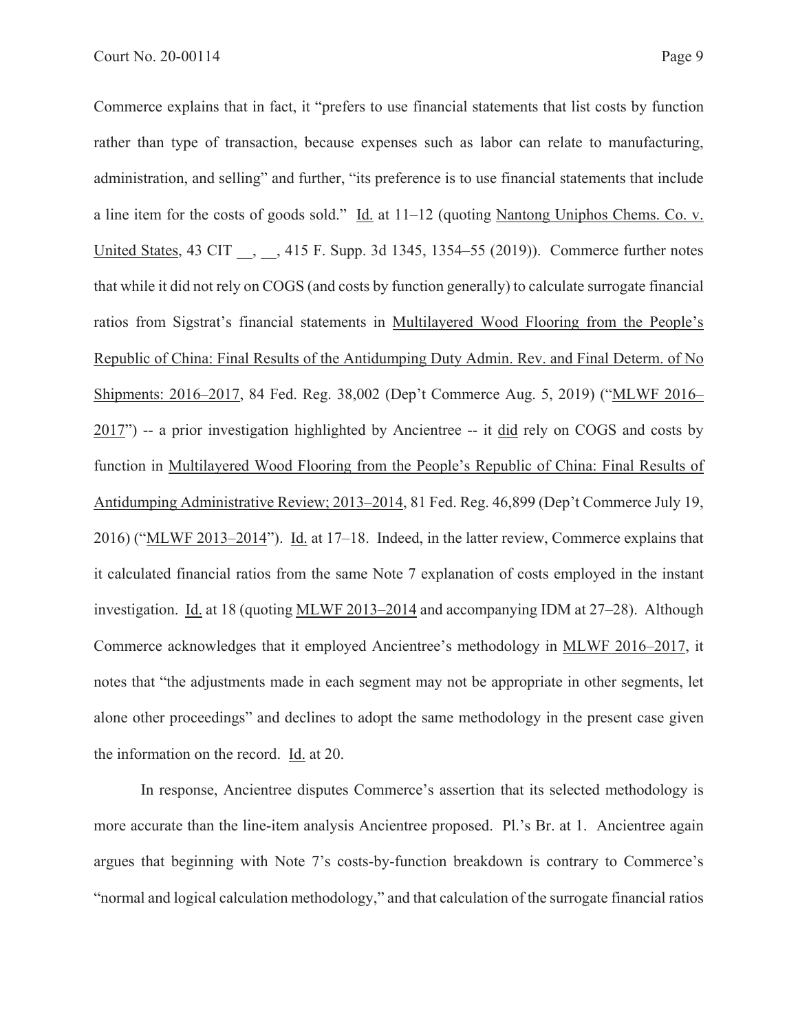Commerce explains that in fact, it "prefers to use financial statements that list costs by function rather than type of transaction, because expenses such as labor can relate to manufacturing, administration, and selling" and further, "its preference is to use financial statements that include a line item for the costs of goods sold." Id. at 11–12 (quoting Nantong Uniphos Chems. Co. v. United States, 43 CIT __, __, 415 F. Supp. 3d 1345, 1354–55 (2019)). Commerce further notes that while it did not rely on COGS (and costs by function generally) to calculate surrogate financial ratios from Sigstrat's financial statements in Multilayered Wood Flooring from the People's Republic of China: Final Results of the Antidumping Duty Admin. Rev. and Final Determ. of No Shipments: 2016–2017, 84 Fed. Reg. 38,002 (Dep't Commerce Aug. 5, 2019) ("MLWF 2016–2017") -- a prior investigation highlighted by Ancientree -- it did rely on COGS and costs by function in Multilayered Wood Flooring from the People's Republic of China: Final Results of Antidumping Administrative Review; 2013–2014, 81 Fed. Reg. 46,899 (Dep't Commerce July 19, 2016) ("MLWF 2013–2014"). Id. at 17–18. Indeed, in the latter review, Commerce explains that it calculated financial ratios from the same Note 7 explanation of costs employed in the instant investigation. Id. at 18 (quoting MLWF 2013–2014 and accompanying IDM at 27–28). Although Commerce acknowledges that it employed Ancientree's methodology in MLWF 2016–2017, it notes that "the adjustments made in each segment may not be appropriate in other segments, let alone other proceedings" and declines to adopt the same methodology in the present case given the information on the record. Id. at 20.

In response, Ancientree disputes Commerce's assertion that its selected methodology is more accurate than the line-item analysis Ancientree proposed. Pl.'s Br. at 1. Ancientree again argues that beginning with Note 7's costs-by-function breakdown is contrary to Commerce's "normal and logical calculation methodology," and that calculation of the surrogate financial ratios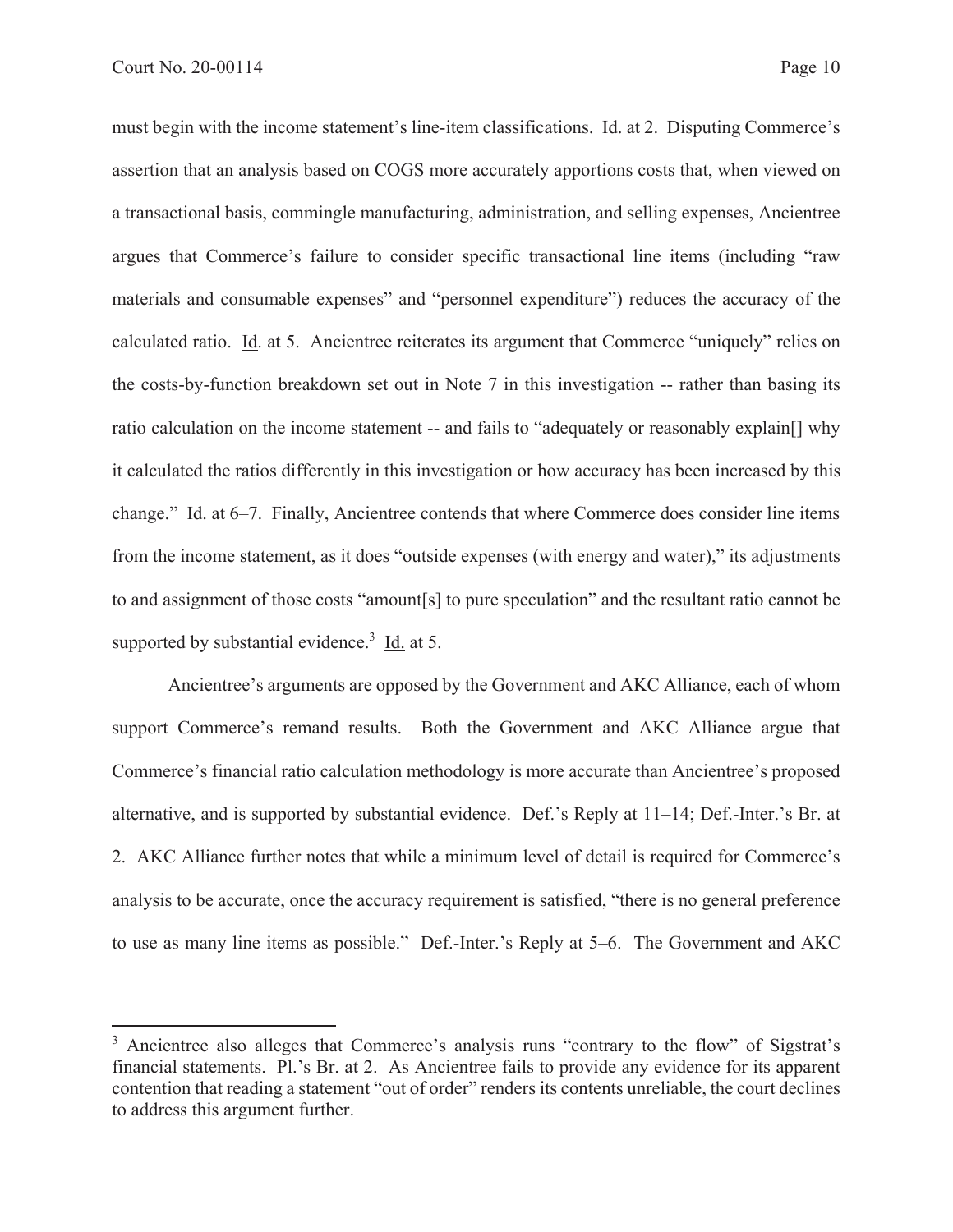must begin with the income statement's line-item classifications. Id. at 2. Disputing Commerce's assertion that an analysis based on COGS more accurately apportions costs that, when viewed on a transactional basis, commingle manufacturing, administration, and selling expenses, Ancientree argues that Commerce's failure to consider specific transactional line items (including "raw materials and consumable expenses" and "personnel expenditure") reduces the accuracy of the calculated ratio. Id. at 5. Ancientree reiterates its argument that Commerce "uniquely" relies on the costs-by-function breakdown set out in Note 7 in this investigation -- rather than basing its ratio calculation on the income statement -- and fails to "adequately or reasonably explain[] why it calculated the ratios differently in this investigation or how accuracy has been increased by this change." Id. at 6–7. Finally, Ancientree contends that where Commerce does consider line items from the income statement, as it does "outside expenses (with energy and water)," its adjustments to and assignment of those costs "amount[s] to pure speculation" and the resultant ratio cannot be supported by substantial evidence.[3] Id. at 5.

Ancientree's arguments are opposed by the Government and AKC Alliance, each of whom support Commerce's remand results. Both the Government and AKC Alliance argue that Commerce's financial ratio calculation methodology is more accurate than Ancientree's proposed alternative, and is supported by substantial evidence. Def.'s Reply at 11–14; Def.-Inter.'s Br. at 2. AKC Alliance further notes that while a minimum level of detail is required for Commerce's analysis to be accurate, once the accuracy requirement is satisfied, "there is no general preference to use as many line items as possible." Def.-Inter.'s Reply at 5–6. The Government and AKC

---

[3] Ancientree also alleges that Commerce's analysis runs "contrary to the flow" of Sigstrat's financial statements. Pl.'s Br. at 2. As Ancientree fails to provide any evidence for its apparent contention that reading a statement "out of order" renders its contents unreliable, the court declines to address this argument further.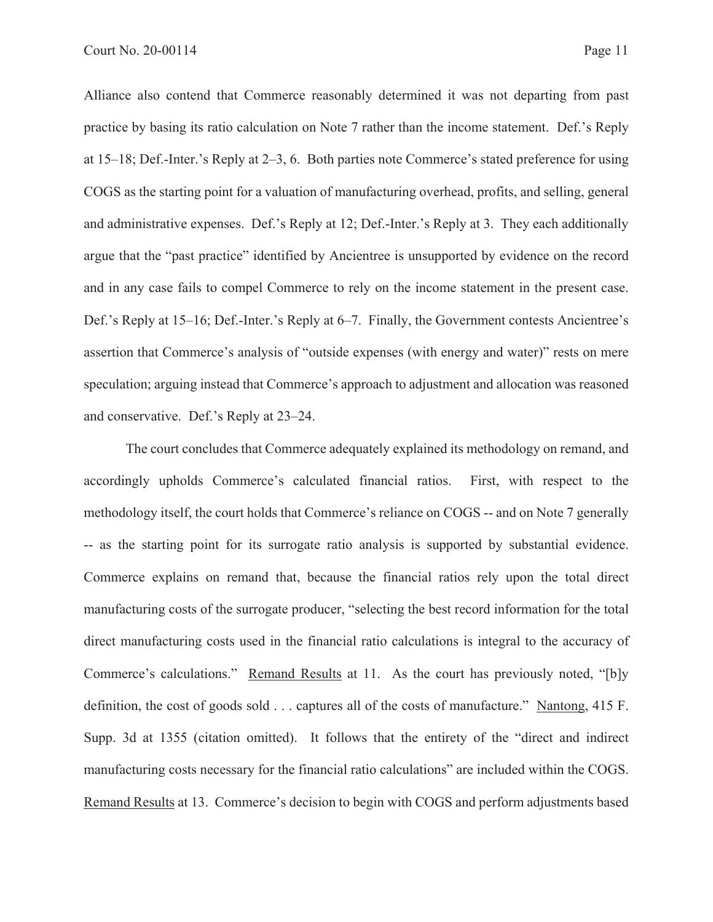Alliance also contend that Commerce reasonably determined it was not departing from past practice by basing its ratio calculation on Note 7 rather than the income statement. Def.'s Reply at 15–18; Def.-Inter.'s Reply at 2–3, 6. Both parties note Commerce's stated preference for using COGS as the starting point for a valuation of manufacturing overhead, profits, and selling, general and administrative expenses. Def.'s Reply at 12; Def.-Inter.'s Reply at 3. They each additionally argue that the "past practice" identified by Ancientree is unsupported by evidence on the record and in any case fails to compel Commerce to rely on the income statement in the present case. Def.'s Reply at 15–16; Def.-Inter.'s Reply at 6–7. Finally, the Government contests Ancientree's assertion that Commerce's analysis of "outside expenses (with energy and water)" rests on mere speculation; arguing instead that Commerce's approach to adjustment and allocation was reasoned and conservative. Def.'s Reply at 23–24.

The court concludes that Commerce adequately explained its methodology on remand, and accordingly upholds Commerce's calculated financial ratios. First, with respect to the methodology itself, the court holds that Commerce's reliance on COGS -- and on Note 7 generally -- as the starting point for its surrogate ratio analysis is supported by substantial evidence. Commerce explains on remand that, because the financial ratios rely upon the total direct manufacturing costs of the surrogate producer, "selecting the best record information for the total direct manufacturing costs used in the financial ratio calculations is integral to the accuracy of Commerce's calculations." Remand Results at 11. As the court has previously noted, "[b]y definition, the cost of goods sold . . . captures all of the costs of manufacture." Nantong, 415 F. Supp. 3d at 1355 (citation omitted). It follows that the entirety of the "direct and indirect manufacturing costs necessary for the financial ratio calculations" are included within the COGS. Remand Results at 13. Commerce's decision to begin with COGS and perform adjustments based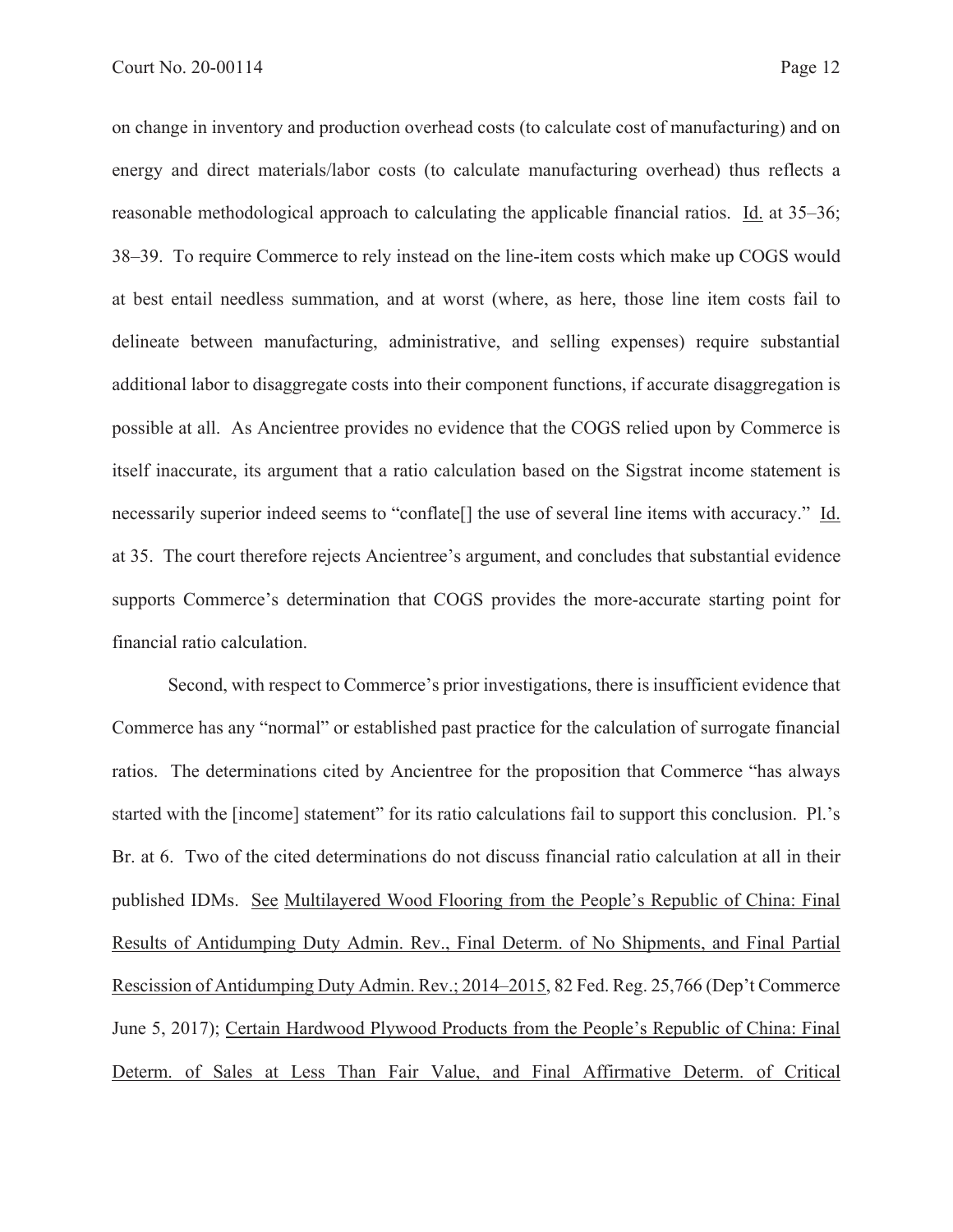on change in inventory and production overhead costs (to calculate cost of manufacturing) and on energy and direct materials/labor costs (to calculate manufacturing overhead) thus reflects a reasonable methodological approach to calculating the applicable financial ratios. Id. at 35–36; 38–39. To require Commerce to rely instead on the line-item costs which make up COGS would at best entail needless summation, and at worst (where, as here, those line item costs fail to delineate between manufacturing, administrative, and selling expenses) require substantial additional labor to disaggregate costs into their component functions, if accurate disaggregation is possible at all. As Ancientree provides no evidence that the COGS relied upon by Commerce is itself inaccurate, its argument that a ratio calculation based on the Sigstrat income statement is necessarily superior indeed seems to "conflate[] the use of several line items with accuracy." Id. at 35. The court therefore rejects Ancientree's argument, and concludes that substantial evidence supports Commerce's determination that COGS provides the more-accurate starting point for financial ratio calculation.

Second, with respect to Commerce's prior investigations, there is insufficient evidence that Commerce has any "normal" or established past practice for the calculation of surrogate financial ratios. The determinations cited by Ancientree for the proposition that Commerce "has always started with the [income] statement" for its ratio calculations fail to support this conclusion. Pl.'s Br. at 6. Two of the cited determinations do not discuss financial ratio calculation at all in their published IDMs. See Multilayered Wood Flooring from the People's Republic of China: Final Results of Antidumping Duty Admin. Rev., Final Determ. of No Shipments, and Final Partial Rescission of Antidumping Duty Admin. Rev.; 2014–2015, 82 Fed. Reg. 25,766 (Dep't Commerce June 5, 2017); Certain Hardwood Plywood Products from the People's Republic of China: Final Determ. of Sales at Less Than Fair Value, and Final Affirmative Determ. of Critical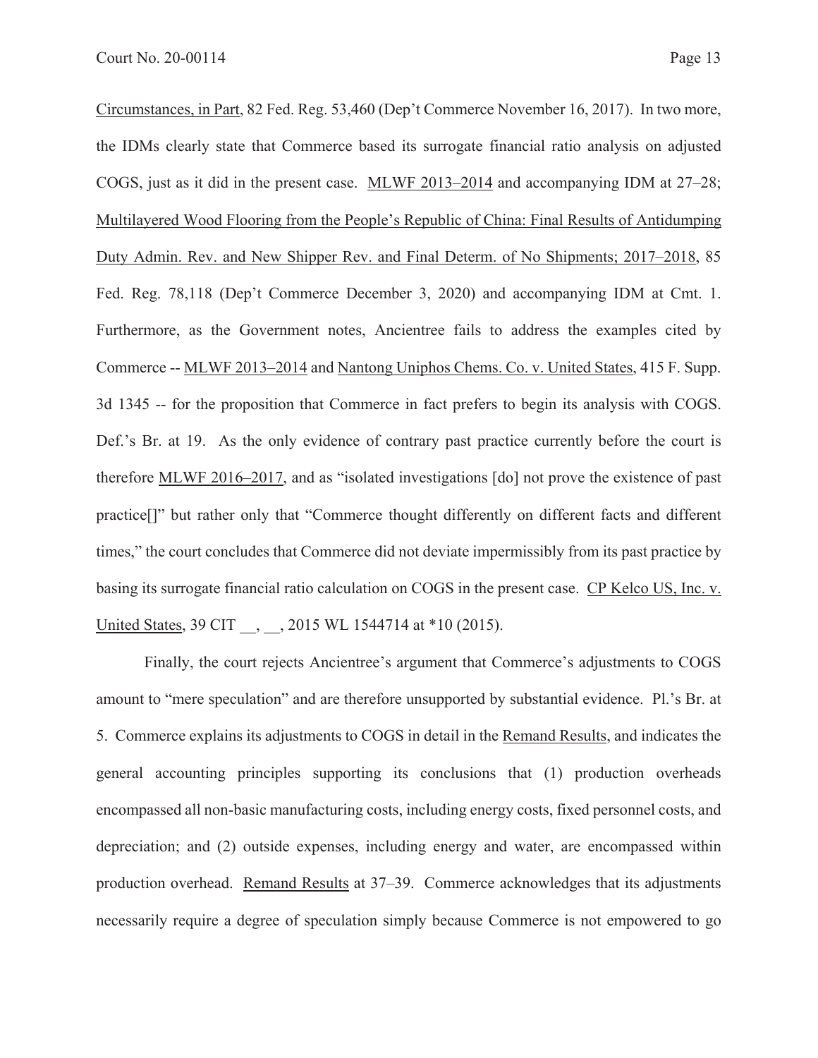Circumstances, in Part, 82 Fed. Reg. 53,460 (Dep't Commerce November 16, 2017). In two more, the IDMs clearly state that Commerce based its surrogate financial ratio analysis on adjusted COGS, just as it did in the present case. MLWF 2013–2014 and accompanying IDM at 27–28; Multilayered Wood Flooring from the People's Republic of China: Final Results of Antidumping Duty Admin. Rev. and New Shipper Rev. and Final Determ. of No Shipments; 2017–2018, 85 Fed. Reg. 78,118 (Dep't Commerce December 3, 2020) and accompanying IDM at Cmt. 1. Furthermore, as the Government notes, Ancientree fails to address the examples cited by Commerce -- MLWF 2013–2014 and Nantong Uniphos Chems. Co. v. United States, 415 F. Supp. 3d 1345 -- for the proposition that Commerce in fact prefers to begin its analysis with COGS. Def.'s Br. at 19. As the only evidence of contrary past practice currently before the court is therefore MLWF 2016–2017, and as "isolated investigations [do] not prove the existence of past practice[]" but rather only that "Commerce thought differently on different facts and different times," the court concludes that Commerce did not deviate impermissibly from its past practice by basing its surrogate financial ratio calculation on COGS in the present case. CP Kelco US, Inc. v. United States, 39 CIT __, __, 2015 WL 1544714 at *10 (2015).

Finally, the court rejects Ancientree's argument that Commerce's adjustments to COGS amount to "mere speculation" and are therefore unsupported by substantial evidence. Pl.'s Br. at 5. Commerce explains its adjustments to COGS in detail in the Remand Results, and indicates the general accounting principles supporting its conclusions that (1) production overheads encompassed all non-basic manufacturing costs, including energy costs, fixed personnel costs, and depreciation; and (2) outside expenses, including energy and water, are encompassed within production overhead. Remand Results at 37–39. Commerce acknowledges that its adjustments necessarily require a degree of speculation simply because Commerce is not empowered to go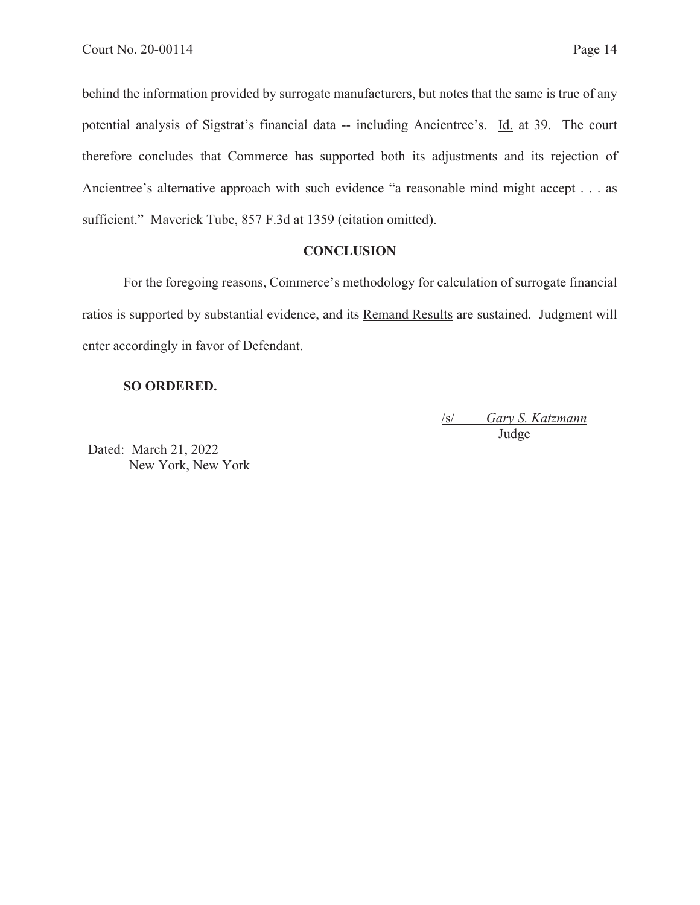behind the information provided by surrogate manufacturers, but notes that the same is true of any potential analysis of Sigstrat's financial data -- including Ancientree's. Id. at 39. The court therefore concludes that Commerce has supported both its adjustments and its rejection of Ancientree's alternative approach with such evidence "a reasonable mind might accept . . . as sufficient." Maverick Tube, 857 F.3d at 1359 (citation omitted).

## CONCLUSION

For the foregoing reasons, Commerce's methodology for calculation of surrogate financial ratios is supported by substantial evidence, and its Remand Results are sustained. Judgment will enter accordingly in favor of Defendant.

**SO ORDERED.**

/s/ *Gary S. Katzmann*
Judge

Dated: March 21, 2022
New York, New York